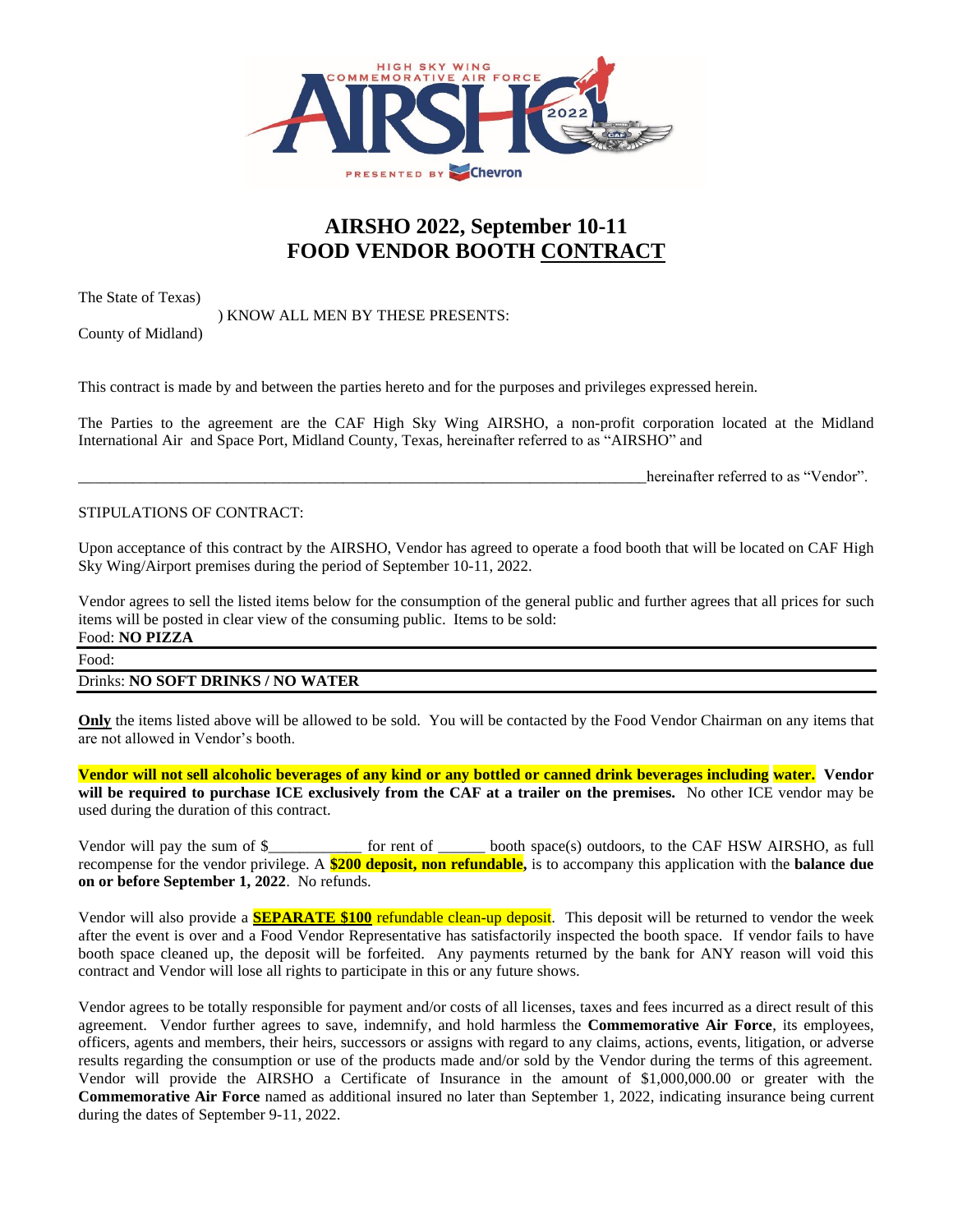# AIRSHO 2022, September 10-11
# FOOD VENDOR BOOTH CONTRACT

The State of Texas)
) KNOW ALL MEN BY THESE PRESENTS:
County of Midland)

This contract is made by and between the parties hereto and for the purposes and privileges expressed herein.

The Parties to the agreement are the CAF High Sky Wing AIRSHO, a non-profit corporation located at the Midland International Air and Space Port, Midland County, Texas, hereinafter referred to as "AIRSHO" and

\_\_\_\_\_\_\_\_\_\_\_\_\_\_\_\_\_\_\_\_\_\_\_\_\_\_\_\_\_\_\_\_\_\_\_\_\_\_\_\_\_\_\_\_\_\_\_\_\_\_\_\_\_\_\_\_\_\_\_\_\_\_\_\_\_\_\_\_\_\_\_\_ hereinafter referred to as "Vendor".

STIPULATIONS OF CONTRACT:

Upon acceptance of this contract by the AIRSHO, Vendor has agreed to operate a food booth that will be located on CAF High Sky Wing/Airport premises during the period of September 10-11, 2022.

Vendor agrees to sell the listed items below for the consumption of the general public and further agrees that all prices for such items will be posted in clear view of the consuming public. Items to be sold:

Food: **NO PIZZA**

Food:

Drinks: **NO SOFT DRINKS / NO WATER**

**Only** the items listed above will be allowed to be sold. You will be contacted by the Food Vendor Chairman on any items that are not allowed in Vendor's booth.

**Vendor will not sell alcoholic beverages of any kind or any bottled or canned drink beverages including water. Vendor will be required to purchase ICE exclusively from the CAF at a trailer on the premises.** No other ICE vendor may be used during the duration of this contract.

Vendor will pay the sum of $\_\_\_\_\_\_\_\_\_\_\_\_ for rent of \_\_\_\_\_\_ booth space(s) outdoors, to the CAF HSW AIRSHO, as full recompense for the vendor privilege. A **$200 deposit, non refundable,** is to accompany this application with the **balance due on or before September 1, 2022**. No refunds.

Vendor will also provide a **SEPARATE $100** refundable clean-up deposit. This deposit will be returned to vendor the week after the event is over and a Food Vendor Representative has satisfactorily inspected the booth space. If vendor fails to have booth space cleaned up, the deposit will be forfeited. Any payments returned by the bank for ANY reason will void this contract and Vendor will lose all rights to participate in this or any future shows.

Vendor agrees to be totally responsible for payment and/or costs of all licenses, taxes and fees incurred as a direct result of this agreement. Vendor further agrees to save, indemnify, and hold harmless the **Commemorative Air Force**, its employees, officers, agents and members, their heirs, successors or assigns with regard to any claims, actions, events, litigation, or adverse results regarding the consumption or use of the products made and/or sold by the Vendor during the terms of this agreement. Vendor will provide the AIRSHO a Certificate of Insurance in the amount of $1,000,000.00 or greater with the **Commemorative Air Force** named as additional insured no later than September 1, 2022, indicating insurance being current during the dates of September 9-11, 2022.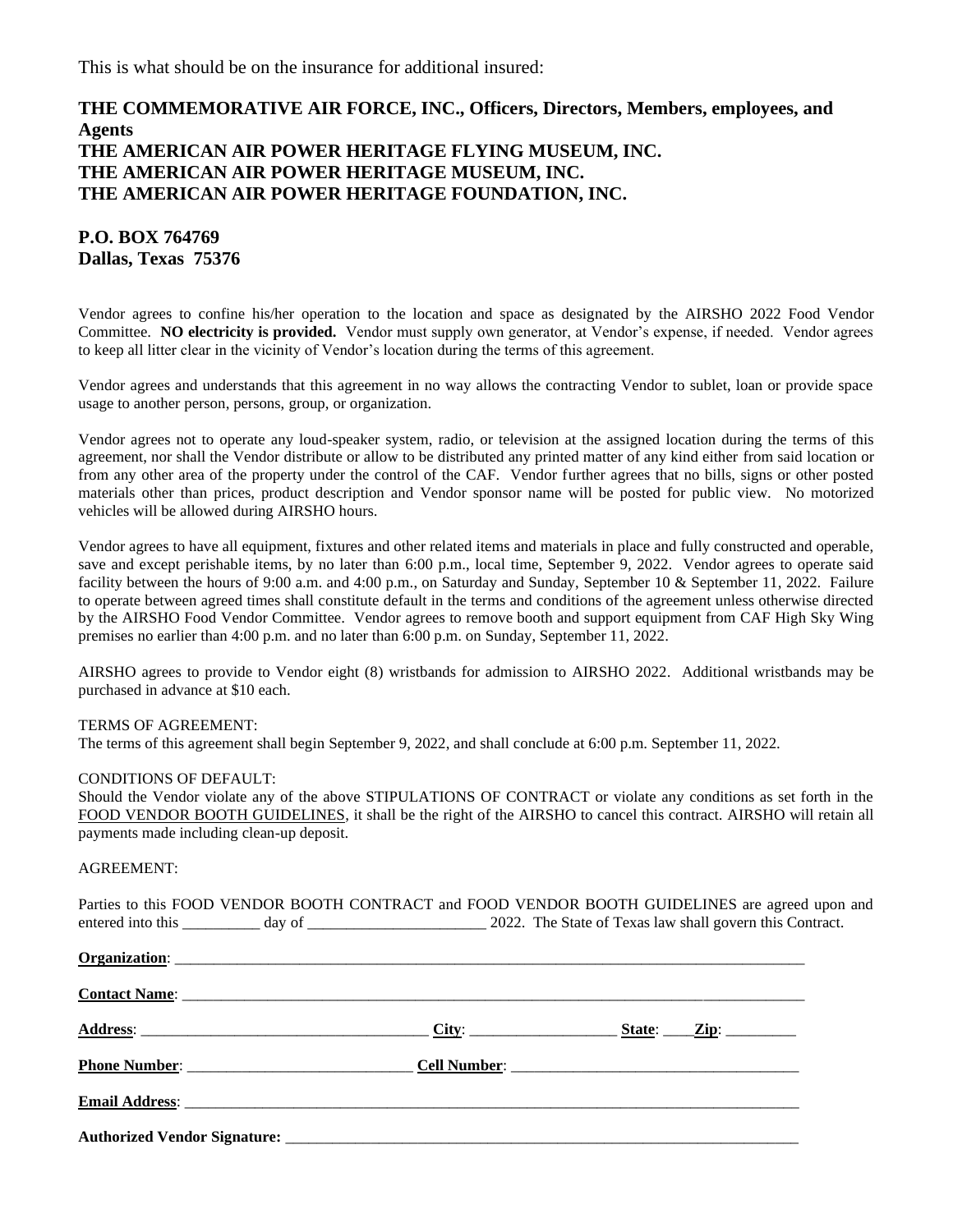This is what should be on the insurance for additional insured:

**THE COMMEMORATIVE AIR FORCE, INC., Officers, Directors, Members, employees, and Agents**
**THE AMERICAN AIR POWER HERITAGE FLYING MUSEUM, INC.**
**THE AMERICAN AIR POWER HERITAGE MUSEUM, INC.**
**THE AMERICAN AIR POWER HERITAGE FOUNDATION, INC.**

**P.O. BOX 764769**
**Dallas, Texas 75376**

Vendor agrees to confine his/her operation to the location and space as designated by the AIRSHO 2022 Food Vendor Committee. **NO electricity is provided.** Vendor must supply own generator, at Vendor's expense, if needed. Vendor agrees to keep all litter clear in the vicinity of Vendor's location during the terms of this agreement.

Vendor agrees and understands that this agreement in no way allows the contracting Vendor to sublet, loan or provide space usage to another person, persons, group, or organization.

Vendor agrees not to operate any loud-speaker system, radio, or television at the assigned location during the terms of this agreement, nor shall the Vendor distribute or allow to be distributed any printed matter of any kind either from said location or from any other area of the property under the control of the CAF. Vendor further agrees that no bills, signs or other posted materials other than prices, product description and Vendor sponsor name will be posted for public view. No motorized vehicles will be allowed during AIRSHO hours.

Vendor agrees to have all equipment, fixtures and other related items and materials in place and fully constructed and operable, save and except perishable items, by no later than 6:00 p.m., local time, September 9, 2022. Vendor agrees to operate said facility between the hours of 9:00 a.m. and 4:00 p.m., on Saturday and Sunday, September 10 & September 11, 2022. Failure to operate between agreed times shall constitute default in the terms and conditions of the agreement unless otherwise directed by the AIRSHO Food Vendor Committee. Vendor agrees to remove booth and support equipment from CAF High Sky Wing premises no earlier than 4:00 p.m. and no later than 6:00 p.m. on Sunday, September 11, 2022.

AIRSHO agrees to provide to Vendor eight (8) wristbands for admission to AIRSHO 2022. Additional wristbands may be purchased in advance at $10 each.

TERMS OF AGREEMENT:
The terms of this agreement shall begin September 9, 2022, and shall conclude at 6:00 p.m. September 11, 2022.

CONDITIONS OF DEFAULT:
Should the Vendor violate any of the above STIPULATIONS OF CONTRACT or violate any conditions as set forth in the FOOD VENDOR BOOTH GUIDELINES, it shall be the right of the AIRSHO to cancel this contract. AIRSHO will retain all payments made including clean-up deposit.

AGREEMENT:

Parties to this FOOD VENDOR BOOTH CONTRACT and FOOD VENDOR BOOTH GUIDELINES are agreed upon and entered into this __________ day of _______________________ 2022. The State of Texas law shall govern this Contract.

**Organization**: ________________________________________________________________________________

**Contact Name**: _______________________________________________________________________________

**Address**: ____________________________________ **City**: __________________ **State**: ____**Zip**: _________

**Phone Number**: ____________________________ **Cell Number**: ____________________________________

**Email Address**: _______________________________________________________________________________

**Authorized Vendor Signature:** ___________________________________________________________________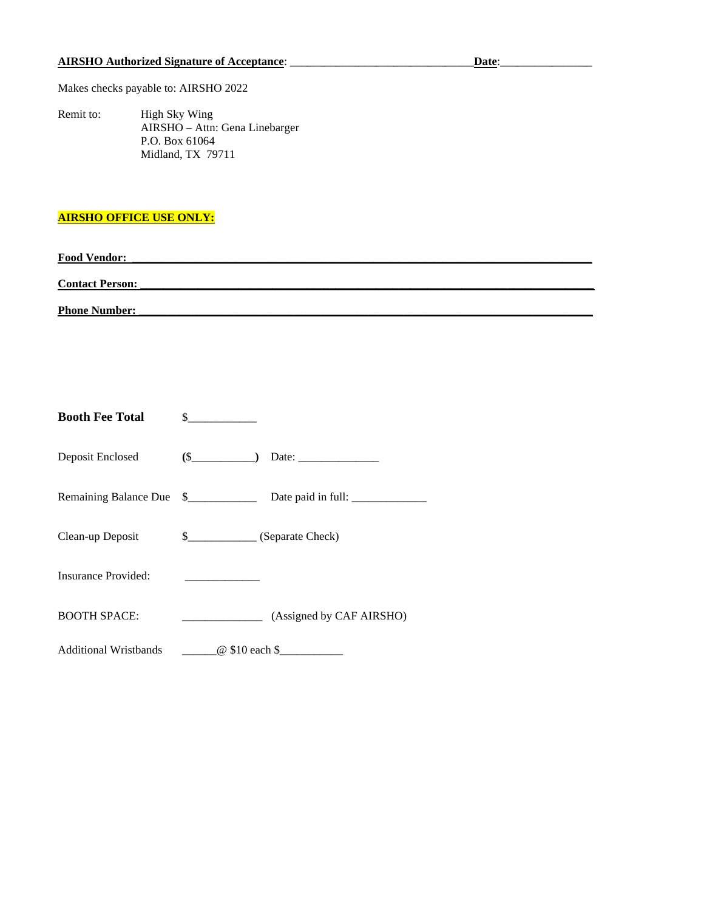**AIRSHO Authorized Signature of Acceptance**: ________________________________ **Date**:________________

Makes checks payable to: AIRSHO 2022

Remit to: High Sky Wing
AIRSHO – Attn: Gena Linebarger
P.O. Box 61064
Midland, TX 79711

**AIRSHO OFFICE USE ONLY:**

**Food Vendor:** ________________________________________________________________

**Contact Person:** ______________________________________________________________

**Phone Number:** _______________________________________________________________

**Booth Fee Total** $___________

Deposit Enclosed **($___________)** Date: ______________

Remaining Balance Due $___________ Date paid in full: _____________

Clean-up Deposit $___________ (Separate Check)

Insurance Provided: _____________

BOOTH SPACE: ______________ (Assigned by CAF AIRSHO)

Additional Wristbands ______@ $10 each $___________